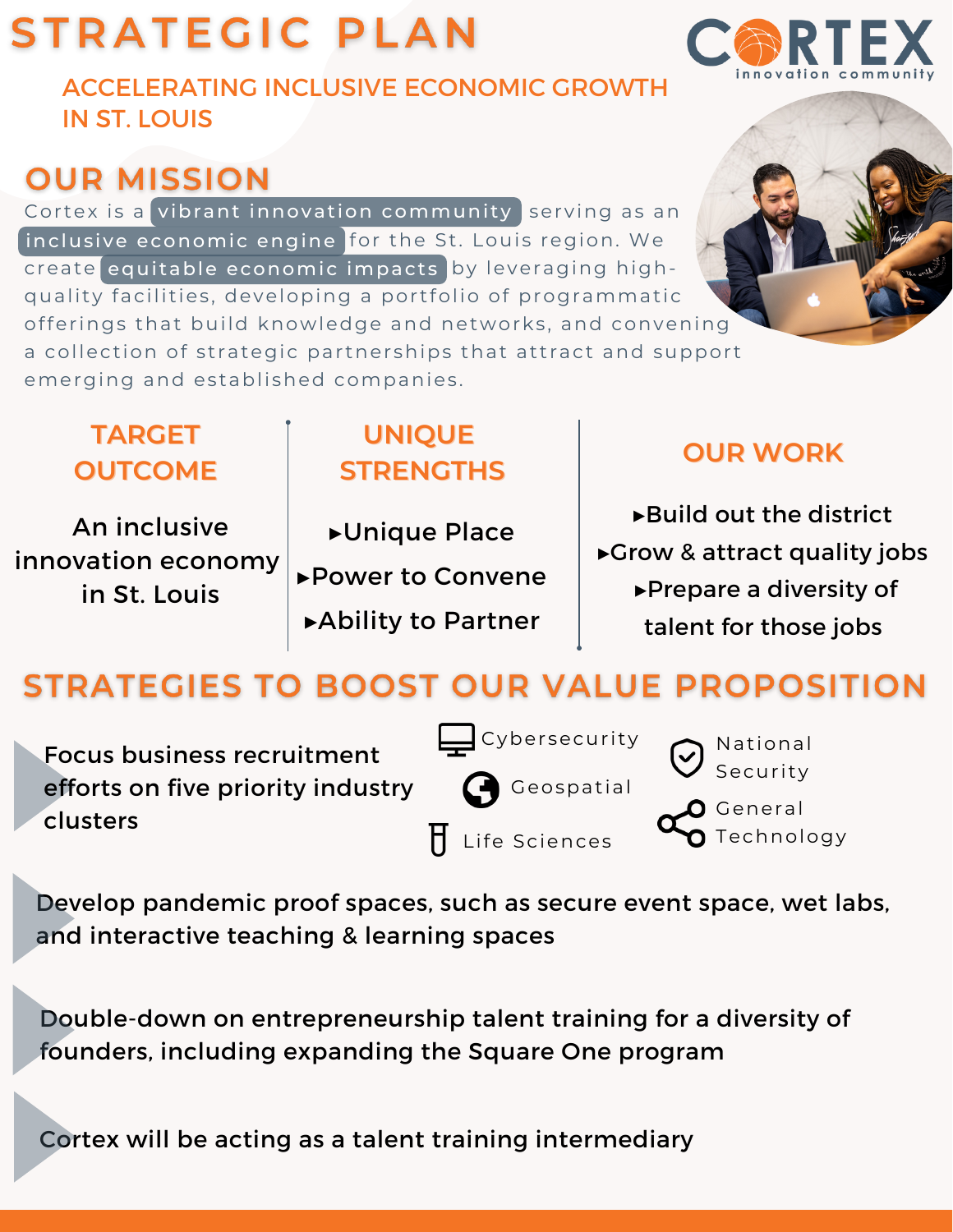# STRATEGIC PLAN

CORTEX innovation community

## ACCELERATING INCLUSIVE ECONOMIC GROWTH IN ST. LOUIS

## OUR MISSION

Cortex is a **vibrant innovation community** serving as an **inclusive economic engine** for the St. Louis region. We create **equitable economic impacts** by leveraging high-quality facilities, developing a portfolio of programmatic offerings that build knowledge and networks, and convening a collection of strategic partnerships that attract and support emerging and established companies.

### TARGET OUTCOME

An inclusive innovation economy in St. Louis

### UNIQUE STRENGTHS

- ▸Unique Place
- ▸Power to Convene
- ▸Ability to Partner

### OUR WORK

- ▸Build out the district
- ▸Grow & attract quality jobs
- ▸Prepare a diversity of talent for those jobs

## STRATEGIES TO BOOST OUR VALUE PROPOSITION

- Focus business recruitment efforts on five priority industry clusters
  - Cybersecurity
  - Geospatial
  - Life Sciences
  - National Security
  - General Technology
- Develop pandemic proof spaces, such as secure event space, wet labs, and interactive teaching & learning spaces
- Double-down on entrepreneurship talent training for a diversity of founders, including expanding the Square One program
- Cortex will be acting as a talent training intermediary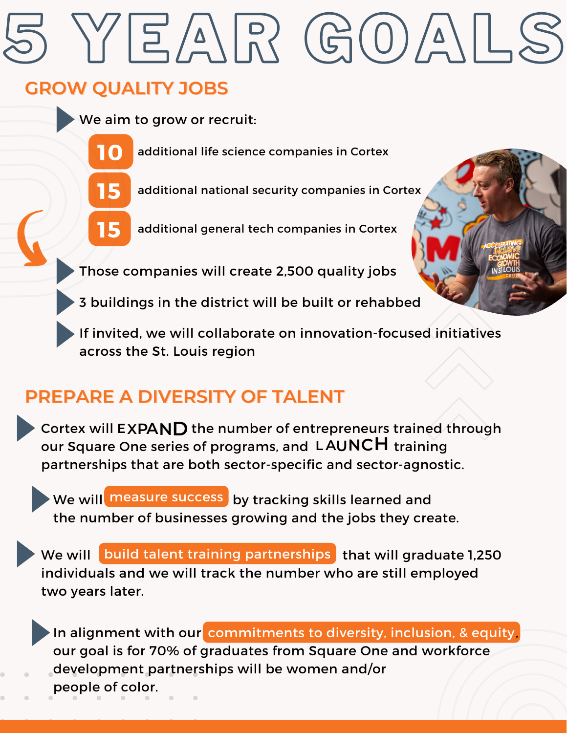# 5 YEAR GOALS

## GROW QUALITY JOBS

- We aim to grow or recruit:
  - **10** additional life science companies in Cortex
  - **15** additional national security companies in Cortex
  - **15** additional general tech companies in Cortex
- Those companies will create 2,500 quality jobs
- 3 buildings in the district will be built or rehabbed
- If invited, we will collaborate on innovation-focused initiatives across the St. Louis region

## PREPARE A DIVERSITY OF TALENT

- Cortex will EXPAND the number of entrepreneurs trained through our Square One series of programs, and LAUNCH training partnerships that are both sector-specific and sector-agnostic.
- We will **measure success** by tracking skills learned and the number of businesses growing and the jobs they create.
- We will **build talent training partnerships** that will graduate 1,250 individuals and we will track the number who are still employed two years later.
- In alignment with our **commitments to diversity, inclusion, & equity**, our goal is for 70% of graduates from Square One and workforce development partnerships will be women and/or people of color.